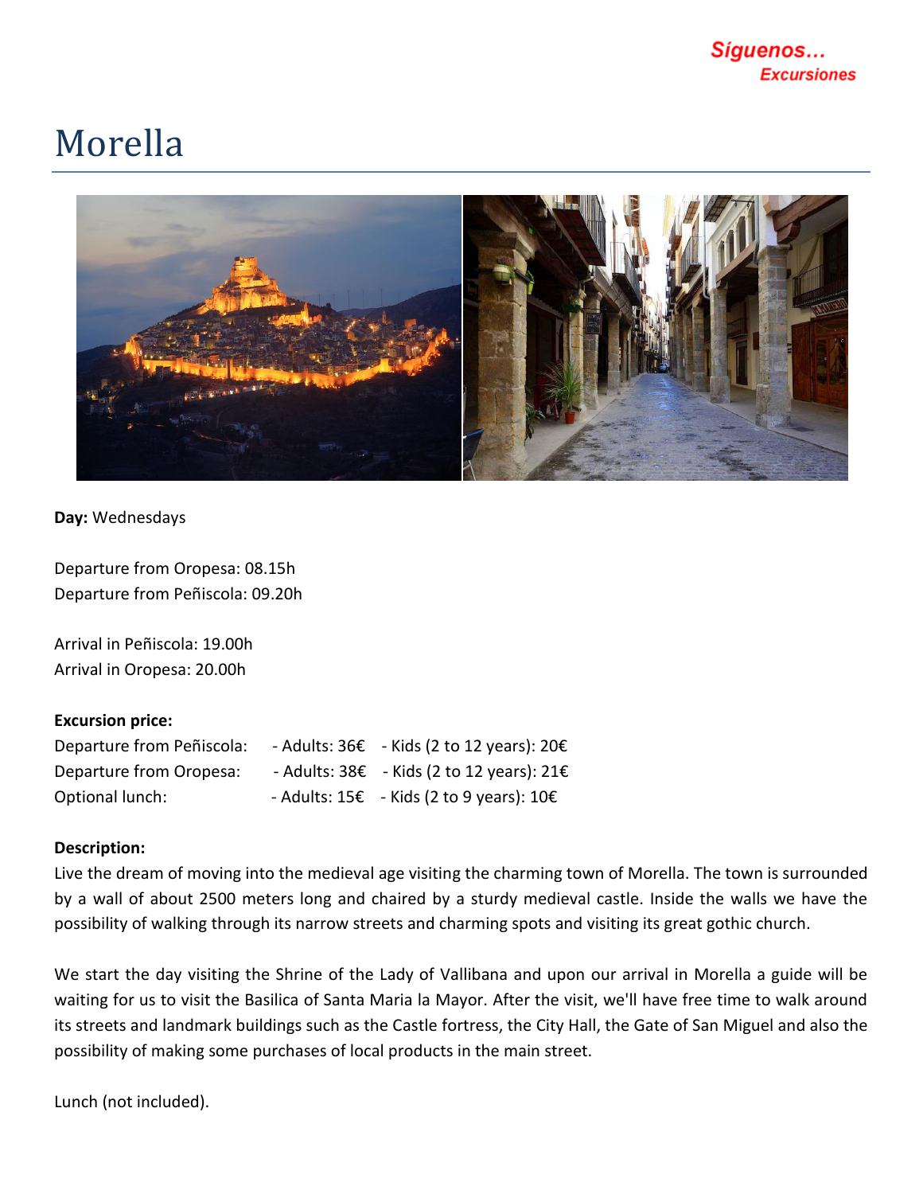Síguenos...
Excursiones

# Morella

**Day:** Wednesdays

Departure from Oropesa: 08.15h
Departure from Peñiscola: 09.20h

Arrival in Peñiscola: 19.00h
Arrival in Oropesa: 20.00h

**Excursion price:**

| | | |
|---|---|---|
| Departure from Peñiscola: | - Adults: 36€ | - Kids (2 to 12 years): 20€ |
| Departure from Oropesa: | - Adults: 38€ | - Kids (2 to 12 years): 21€ |
| Optional lunch: | - Adults: 15€ | - Kids (2 to 9 years): 10€ |

**Description:**

Live the dream of moving into the medieval age visiting the charming town of Morella. The town is surrounded by a wall of about 2500 meters long and chaired by a sturdy medieval castle. Inside the walls we have the possibility of walking through its narrow streets and charming spots and visiting its great gothic church.

We start the day visiting the Shrine of the Lady of Vallibana and upon our arrival in Morella a guide will be waiting for us to visit the Basilica of Santa Maria la Mayor. After the visit, we'll have free time to walk around its streets and landmark buildings such as the Castle fortress, the City Hall, the Gate of San Miguel and also the possibility of making some purchases of local products in the main street.

Lunch (not included).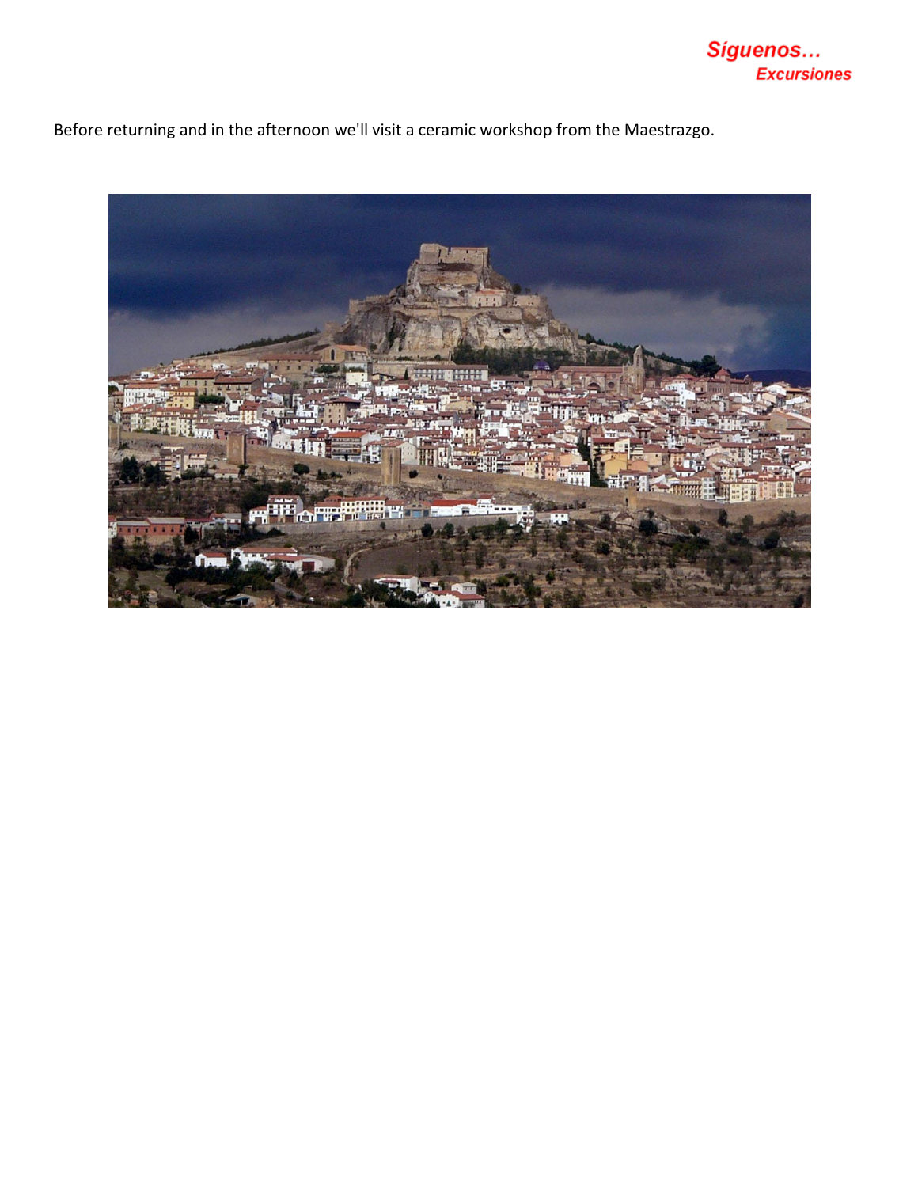Before returning and in the afternoon we'll visit a ceramic workshop from the Maestrazgo.